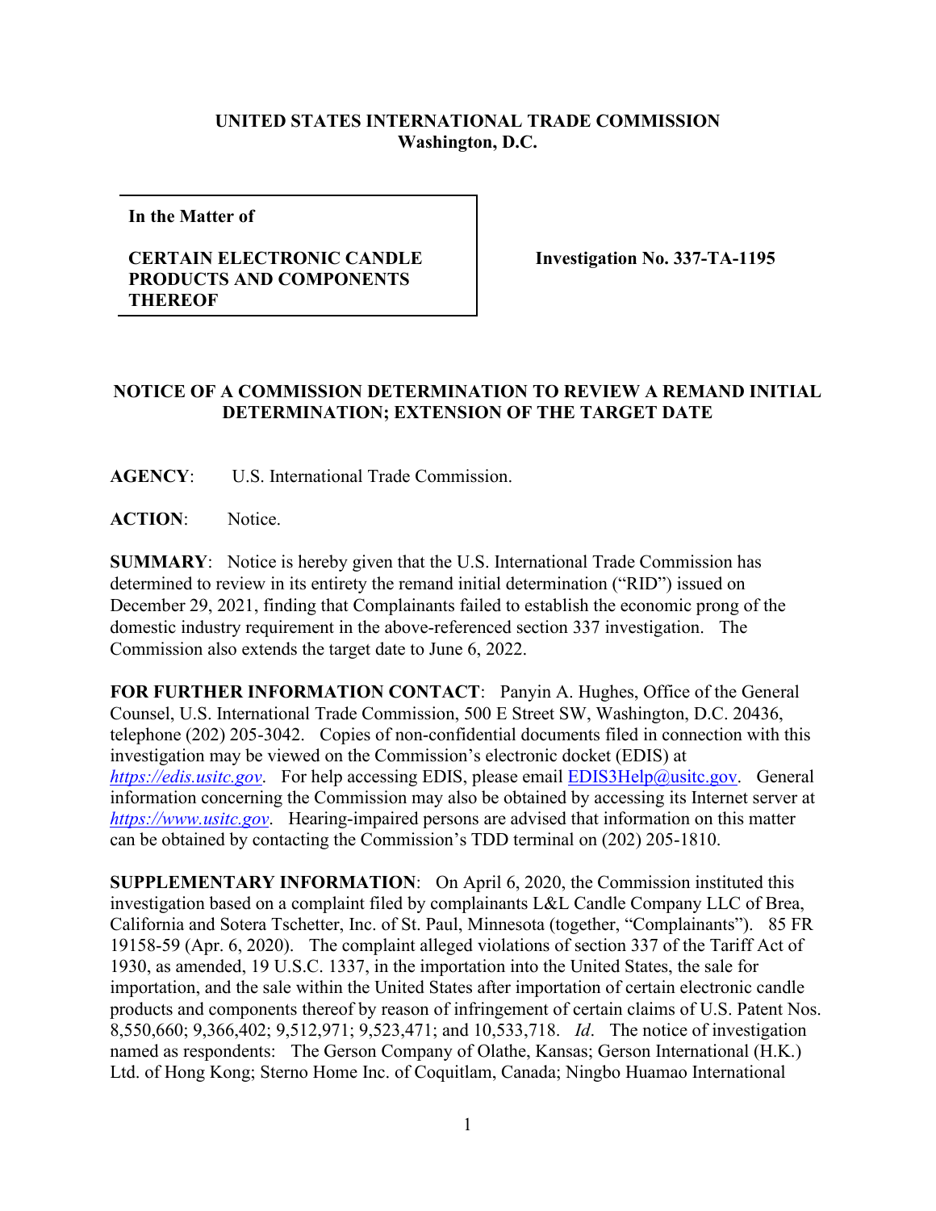**UNITED STATES INTERNATIONAL TRADE COMMISSION**
**Washington, D.C.**

| **In the Matter of**<br><br>**CERTAIN ELECTRONIC CANDLE PRODUCTS AND COMPONENTS THEREOF** | **Investigation No. 337-TA-1195** |
|---|---|

**NOTICE OF A COMMISSION DETERMINATION TO REVIEW A REMAND INITIAL DETERMINATION; EXTENSION OF THE TARGET DATE**

**AGENCY**: U.S. International Trade Commission.

**ACTION**: Notice.

**SUMMARY**: Notice is hereby given that the U.S. International Trade Commission has determined to review in its entirety the remand initial determination ("RID") issued on December 29, 2021, finding that Complainants failed to establish the economic prong of the domestic industry requirement in the above-referenced section 337 investigation. The Commission also extends the target date to June 6, 2022.

**FOR FURTHER INFORMATION CONTACT**: Panyin A. Hughes, Office of the General Counsel, U.S. International Trade Commission, 500 E Street SW, Washington, D.C. 20436, telephone (202) 205-3042. Copies of non-confidential documents filed in connection with this investigation may be viewed on the Commission's electronic docket (EDIS) at *https://edis.usitc.gov*. For help accessing EDIS, please email EDIS3Help@usitc.gov. General information concerning the Commission may also be obtained by accessing its Internet server at *https://www.usitc.gov*. Hearing-impaired persons are advised that information on this matter can be obtained by contacting the Commission's TDD terminal on (202) 205-1810.

**SUPPLEMENTARY INFORMATION**: On April 6, 2020, the Commission instituted this investigation based on a complaint filed by complainants L&L Candle Company LLC of Brea, California and Sotera Tschetter, Inc. of St. Paul, Minnesota (together, "Complainants"). 85 FR 19158-59 (Apr. 6, 2020). The complaint alleged violations of section 337 of the Tariff Act of 1930, as amended, 19 U.S.C. 1337, in the importation into the United States, the sale for importation, and the sale within the United States after importation of certain electronic candle products and components thereof by reason of infringement of certain claims of U.S. Patent Nos. 8,550,660; 9,366,402; 9,512,971; 9,523,471; and 10,533,718. *Id*. The notice of investigation named as respondents: The Gerson Company of Olathe, Kansas; Gerson International (H.K.) Ltd. of Hong Kong; Sterno Home Inc. of Coquitlam, Canada; Ningbo Huamao International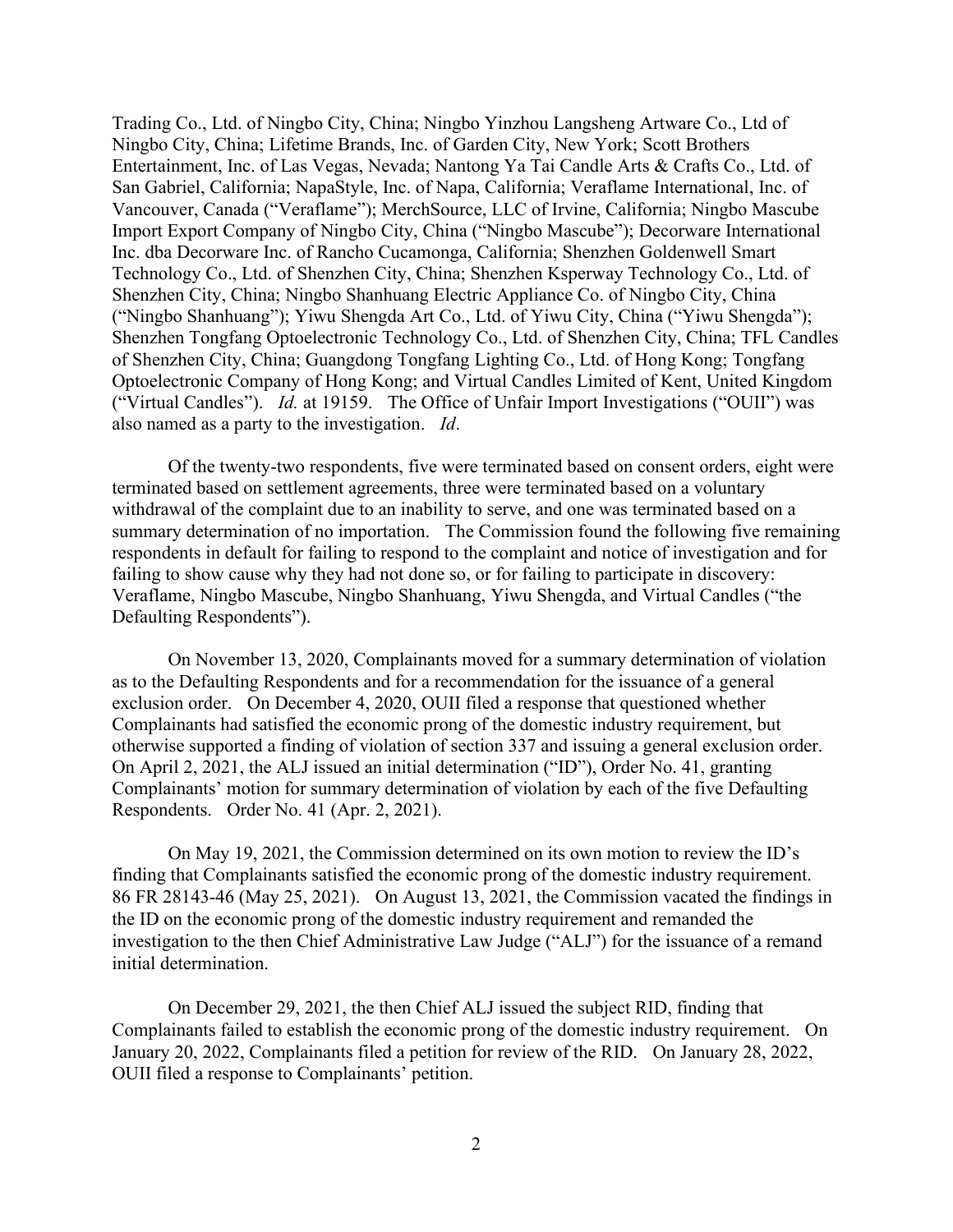Trading Co., Ltd. of Ningbo City, China; Ningbo Yinzhou Langsheng Artware Co., Ltd of Ningbo City, China; Lifetime Brands, Inc. of Garden City, New York; Scott Brothers Entertainment, Inc. of Las Vegas, Nevada; Nantong Ya Tai Candle Arts & Crafts Co., Ltd. of San Gabriel, California; NapaStyle, Inc. of Napa, California; Veraflame International, Inc. of Vancouver, Canada ("Veraflame"); MerchSource, LLC of Irvine, California; Ningbo Mascube Import Export Company of Ningbo City, China ("Ningbo Mascube"); Decorware International Inc. dba Decorware Inc. of Rancho Cucamonga, California; Shenzhen Goldenwell Smart Technology Co., Ltd. of Shenzhen City, China; Shenzhen Ksperway Technology Co., Ltd. of Shenzhen City, China; Ningbo Shanhuang Electric Appliance Co. of Ningbo City, China ("Ningbo Shanhuang"); Yiwu Shengda Art Co., Ltd. of Yiwu City, China ("Yiwu Shengda"); Shenzhen Tongfang Optoelectronic Technology Co., Ltd. of Shenzhen City, China; TFL Candles of Shenzhen City, China; Guangdong Tongfang Lighting Co., Ltd. of Hong Kong; Tongfang Optoelectronic Company of Hong Kong; and Virtual Candles Limited of Kent, United Kingdom ("Virtual Candles"). *Id.* at 19159. The Office of Unfair Import Investigations ("OUII") was also named as a party to the investigation. *Id*.

Of the twenty-two respondents, five were terminated based on consent orders, eight were terminated based on settlement agreements, three were terminated based on a voluntary withdrawal of the complaint due to an inability to serve, and one was terminated based on a summary determination of no importation. The Commission found the following five remaining respondents in default for failing to respond to the complaint and notice of investigation and for failing to show cause why they had not done so, or for failing to participate in discovery: Veraflame, Ningbo Mascube, Ningbo Shanhuang, Yiwu Shengda, and Virtual Candles ("the Defaulting Respondents").

On November 13, 2020, Complainants moved for a summary determination of violation as to the Defaulting Respondents and for a recommendation for the issuance of a general exclusion order. On December 4, 2020, OUII filed a response that questioned whether Complainants had satisfied the economic prong of the domestic industry requirement, but otherwise supported a finding of violation of section 337 and issuing a general exclusion order. On April 2, 2021, the ALJ issued an initial determination ("ID"), Order No. 41, granting Complainants' motion for summary determination of violation by each of the five Defaulting Respondents. Order No. 41 (Apr. 2, 2021).

On May 19, 2021, the Commission determined on its own motion to review the ID's finding that Complainants satisfied the economic prong of the domestic industry requirement. 86 FR 28143-46 (May 25, 2021). On August 13, 2021, the Commission vacated the findings in the ID on the economic prong of the domestic industry requirement and remanded the investigation to the then Chief Administrative Law Judge ("ALJ") for the issuance of a remand initial determination.

On December 29, 2021, the then Chief ALJ issued the subject RID, finding that Complainants failed to establish the economic prong of the domestic industry requirement. On January 20, 2022, Complainants filed a petition for review of the RID. On January 28, 2022, OUII filed a response to Complainants' petition.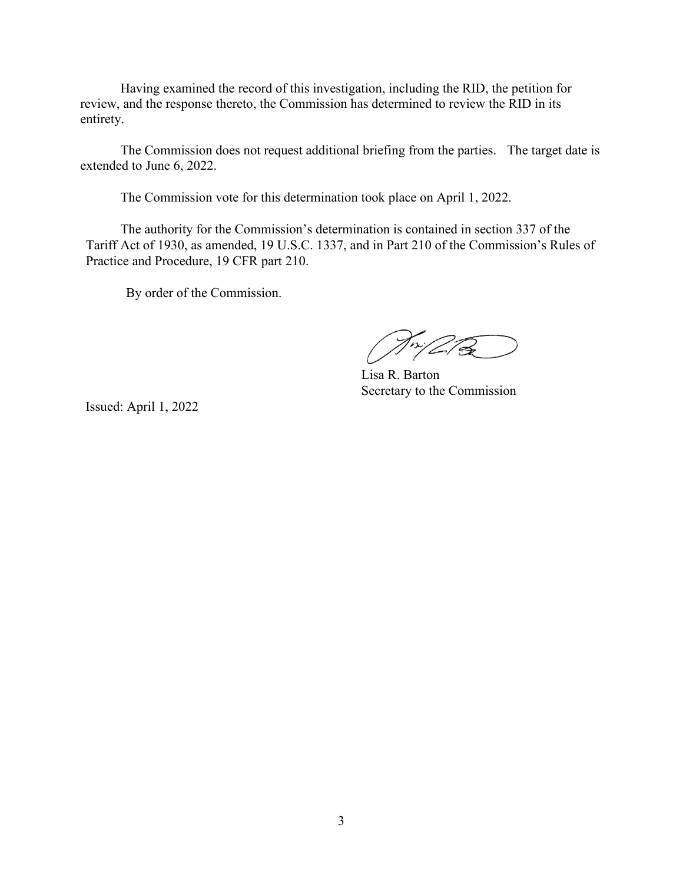Having examined the record of this investigation, including the RID, the petition for review, and the response thereto, the Commission has determined to review the RID in its entirety.

The Commission does not request additional briefing from the parties. The target date is extended to June 6, 2022.

The Commission vote for this determination took place on April 1, 2022.

The authority for the Commission's determination is contained in section 337 of the Tariff Act of 1930, as amended, 19 U.S.C. 1337, and in Part 210 of the Commission's Rules of Practice and Procedure, 19 CFR part 210.

By order of the Commission.

Lisa R. Barton
Secretary to the Commission

Issued: April 1, 2022